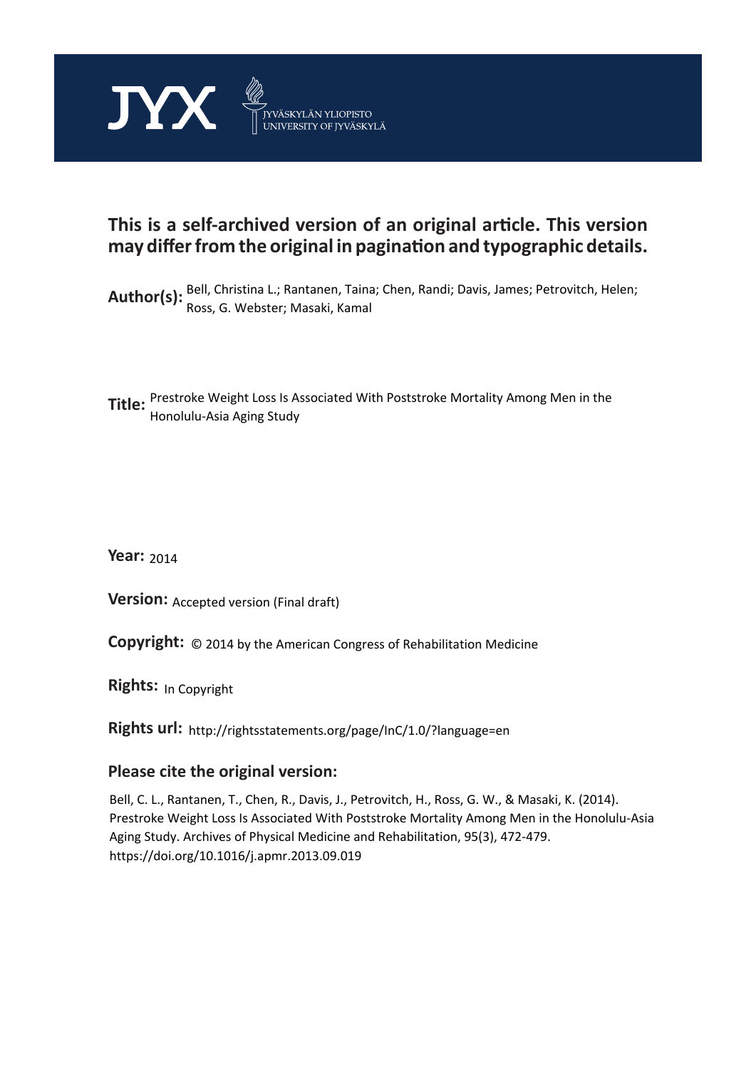JYX JYVÄSKYLÄN YLIOPISTO UNIVERSITY OF JYVÄSKYLÄ

# This is a self-archived version of an original article. This version may differ from the original in pagination and typographic details.

**Author(s):** Bell, Christina L.; Rantanen, Taina; Chen, Randi; Davis, James; Petrovitch, Helen; Ross, G. Webster; Masaki, Kamal

**Title:** Prestroke Weight Loss Is Associated With Poststroke Mortality Among Men in the Honolulu-Asia Aging Study

**Year:** 2014

**Version:** Accepted version (Final draft)

**Copyright:** © 2014 by the American Congress of Rehabilitation Medicine

**Rights:** In Copyright

**Rights url:** http://rightsstatements.org/page/InC/1.0/?language=en

## Please cite the original version:

Bell, C. L., Rantanen, T., Chen, R., Davis, J., Petrovitch, H., Ross, G. W., & Masaki, K. (2014). Prestroke Weight Loss Is Associated With Poststroke Mortality Among Men in the Honolulu-Asia Aging Study. Archives of Physical Medicine and Rehabilitation, 95(3), 472-479. https://doi.org/10.1016/j.apmr.2013.09.019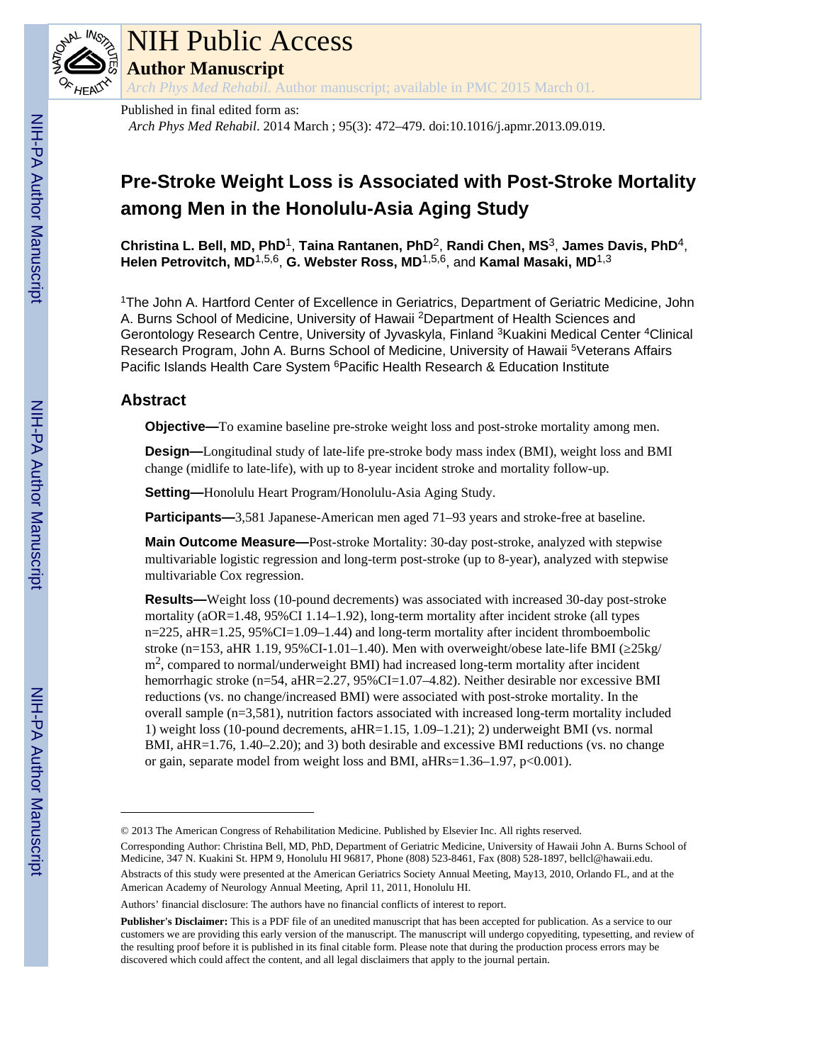# Pre-Stroke Weight Loss is Associated with Post-Stroke Mortality among Men in the Honolulu-Asia Aging Study

**Christina L. Bell, MD, PhD**[1], **Taina Rantanen, PhD**[2], **Randi Chen, MS**[3], **James Davis, PhD**[4], **Helen Petrovitch, MD**[1,5,6], **G. Webster Ross, MD**[1,5,6], and **Kamal Masaki, MD**[1,3]

[1]The John A. Hartford Center of Excellence in Geriatrics, Department of Geriatric Medicine, John A. Burns School of Medicine, University of Hawaii [2]Department of Health Sciences and Gerontology Research Centre, University of Jyvaskyla, Finland [3]Kuakini Medical Center [4]Clinical Research Program, John A. Burns School of Medicine, University of Hawaii [5]Veterans Affairs Pacific Islands Health Care System [6]Pacific Health Research & Education Institute

## Abstract

**Objective—**To examine baseline pre-stroke weight loss and post-stroke mortality among men.

**Design—**Longitudinal study of late-life pre-stroke body mass index (BMI), weight loss and BMI change (midlife to late-life), with up to 8-year incident stroke and mortality follow-up.

**Setting—**Honolulu Heart Program/Honolulu-Asia Aging Study.

**Participants—**3,581 Japanese-American men aged 71–93 years and stroke-free at baseline.

**Main Outcome Measure—**Post-stroke Mortality: 30-day post-stroke, analyzed with stepwise multivariable logistic regression and long-term post-stroke (up to 8-year), analyzed with stepwise multivariable Cox regression.

**Results—**Weight loss (10-pound decrements) was associated with increased 30-day post-stroke mortality (aOR=1.48, 95%CI 1.14–1.92), long-term mortality after incident stroke (all types n=225, aHR=1.25, 95%CI=1.09–1.44) and long-term mortality after incident thromboembolic stroke (n=153, aHR 1.19, 95%CI-1.01–1.40). Men with overweight/obese late-life BMI ($\geq$25kg/m$^2$, compared to normal/underweight BMI) had increased long-term mortality after incident hemorrhagic stroke (n=54, aHR=2.27, 95%CI=1.07–4.82). Neither desirable nor excessive BMI reductions (vs. no change/increased BMI) were associated with post-stroke mortality. In the overall sample (n=3,581), nutrition factors associated with increased long-term mortality included 1) weight loss (10-pound decrements, aHR=1.15, 1.09–1.21); 2) underweight BMI (vs. normal BMI, aHR=1.76, 1.40–2.20); and 3) both desirable and excessive BMI reductions (vs. no change or gain, separate model from weight loss and BMI, aHRs=1.36–1.97, p<0.001).

---

© 2013 The American Congress of Rehabilitation Medicine. Published by Elsevier Inc. All rights reserved.

Corresponding Author: Christina Bell, MD, PhD, Department of Geriatric Medicine, University of Hawaii John A. Burns School of Medicine, 347 N. Kuakini St. HPM 9, Honolulu HI 96817, Phone (808) 523-8461, Fax (808) 528-1897, bellcl@hawaii.edu.

Abstracts of this study were presented at the American Geriatrics Society Annual Meeting, May13, 2010, Orlando FL, and at the American Academy of Neurology Annual Meeting, April 11, 2011, Honolulu HI.

Authors' financial disclosure: The authors have no financial conflicts of interest to report.

**Publisher's Disclaimer:** This is a PDF file of an unedited manuscript that has been accepted for publication. As a service to our customers we are providing this early version of the manuscript. The manuscript will undergo copyediting, typesetting, and review of the resulting proof before it is published in its final citable form. Please note that during the production process errors may be discovered which could affect the content, and all legal disclaimers that apply to the journal pertain.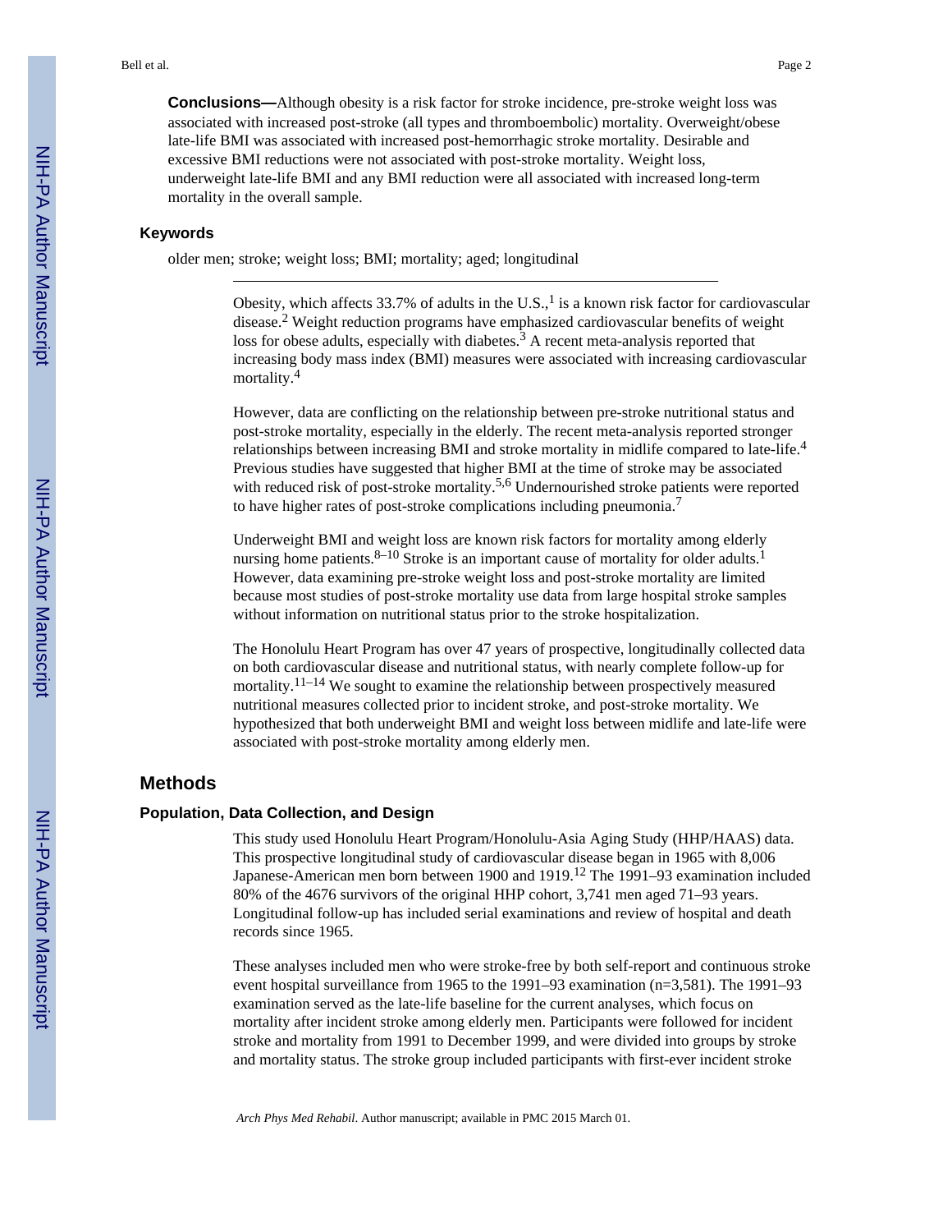**Conclusions—**Although obesity is a risk factor for stroke incidence, pre-stroke weight loss was associated with increased post-stroke (all types and thromboembolic) mortality. Overweight/obese late-life BMI was associated with increased post-hemorrhagic stroke mortality. Desirable and excessive BMI reductions were not associated with post-stroke mortality. Weight loss, underweight late-life BMI and any BMI reduction were all associated with increased long-term mortality in the overall sample.

### Keywords

older men; stroke; weight loss; BMI; mortality; aged; longitudinal

---

Obesity, which affects 33.7% of adults in the U.S.,[1] is a known risk factor for cardiovascular disease.[2] Weight reduction programs have emphasized cardiovascular benefits of weight loss for obese adults, especially with diabetes.[3] A recent meta-analysis reported that increasing body mass index (BMI) measures were associated with increasing cardiovascular mortality.[4]

However, data are conflicting on the relationship between pre-stroke nutritional status and post-stroke mortality, especially in the elderly. The recent meta-analysis reported stronger relationships between increasing BMI and stroke mortality in midlife compared to late-life.[4] Previous studies have suggested that higher BMI at the time of stroke may be associated with reduced risk of post-stroke mortality.[5,6] Undernourished stroke patients were reported to have higher rates of post-stroke complications including pneumonia.[7]

Underweight BMI and weight loss are known risk factors for mortality among elderly nursing home patients.[8–10] Stroke is an important cause of mortality for older adults.[1] However, data examining pre-stroke weight loss and post-stroke mortality are limited because most studies of post-stroke mortality use data from large hospital stroke samples without information on nutritional status prior to the stroke hospitalization.

The Honolulu Heart Program has over 47 years of prospective, longitudinally collected data on both cardiovascular disease and nutritional status, with nearly complete follow-up for mortality.[11–14] We sought to examine the relationship between prospectively measured nutritional measures collected prior to incident stroke, and post-stroke mortality. We hypothesized that both underweight BMI and weight loss between midlife and late-life were associated with post-stroke mortality among elderly men.

## Methods

### Population, Data Collection, and Design

This study used Honolulu Heart Program/Honolulu-Asia Aging Study (HHP/HAAS) data. This prospective longitudinal study of cardiovascular disease began in 1965 with 8,006 Japanese-American men born between 1900 and 1919.[12] The 1991–93 examination included 80% of the 4676 survivors of the original HHP cohort, 3,741 men aged 71–93 years. Longitudinal follow-up has included serial examinations and review of hospital and death records since 1965.

These analyses included men who were stroke-free by both self-report and continuous stroke event hospital surveillance from 1965 to the 1991–93 examination (n=3,581). The 1991–93 examination served as the late-life baseline for the current analyses, which focus on mortality after incident stroke among elderly men. Participants were followed for incident stroke and mortality from 1991 to December 1999, and were divided into groups by stroke and mortality status. The stroke group included participants with first-ever incident stroke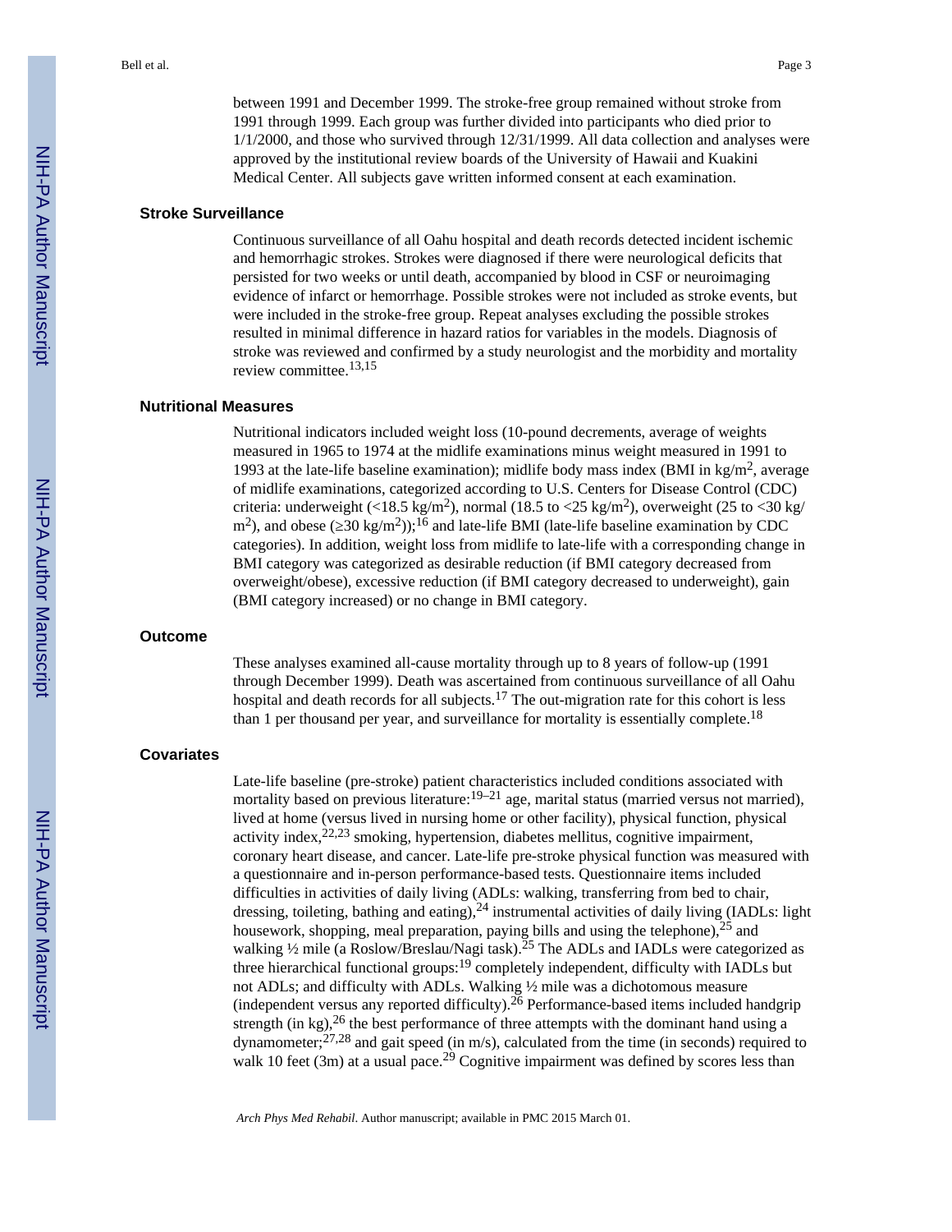between 1991 and December 1999. The stroke-free group remained without stroke from 1991 through 1999. Each group was further divided into participants who died prior to 1/1/2000, and those who survived through 12/31/1999. All data collection and analyses were approved by the institutional review boards of the University of Hawaii and Kuakini Medical Center. All subjects gave written informed consent at each examination.

## Stroke Surveillance

Continuous surveillance of all Oahu hospital and death records detected incident ischemic and hemorrhagic strokes. Strokes were diagnosed if there were neurological deficits that persisted for two weeks or until death, accompanied by blood in CSF or neuroimaging evidence of infarct or hemorrhage. Possible strokes were not included as stroke events, but were included in the stroke-free group. Repeat analyses excluding the possible strokes resulted in minimal difference in hazard ratios for variables in the models. Diagnosis of stroke was reviewed and confirmed by a study neurologist and the morbidity and mortality review committee.[13,15]

## Nutritional Measures

Nutritional indicators included weight loss (10-pound decrements, average of weights measured in 1965 to 1974 at the midlife examinations minus weight measured in 1991 to 1993 at the late-life baseline examination); midlife body mass index (BMI in $kg/m^2$, average of midlife examinations, categorized according to U.S. Centers for Disease Control (CDC) criteria: underweight ($<18.5$ $kg/m^2$), normal (18.5 to $<25$ $kg/m^2$), overweight (25 to $<30$ $kg/m^2$), and obese ($\geq 30$ $kg/m^2$));[16] and late-life BMI (late-life baseline examination by CDC categories). In addition, weight loss from midlife to late-life with a corresponding change in BMI category was categorized as desirable reduction (if BMI category decreased from overweight/obese), excessive reduction (if BMI category decreased to underweight), gain (BMI category increased) or no change in BMI category.

## Outcome

These analyses examined all-cause mortality through up to 8 years of follow-up (1991 through December 1999). Death was ascertained from continuous surveillance of all Oahu hospital and death records for all subjects.[17] The out-migration rate for this cohort is less than 1 per thousand per year, and surveillance for mortality is essentially complete.[18]

## Covariates

Late-life baseline (pre-stroke) patient characteristics included conditions associated with mortality based on previous literature:[19–21] age, marital status (married versus not married), lived at home (versus lived in nursing home or other facility), physical function, physical activity index,[22,23] smoking, hypertension, diabetes mellitus, cognitive impairment, coronary heart disease, and cancer. Late-life pre-stroke physical function was measured with a questionnaire and in-person performance-based tests. Questionnaire items included difficulties in activities of daily living (ADLs: walking, transferring from bed to chair, dressing, toileting, bathing and eating),[24] instrumental activities of daily living (IADLs: light housework, shopping, meal preparation, paying bills and using the telephone),[25] and walking ½ mile (a Roslow/Breslau/Nagi task).[25] The ADLs and IADLs were categorized as three hierarchical functional groups:[19] completely independent, difficulty with IADLs but not ADLs; and difficulty with ADLs. Walking ½ mile was a dichotomous measure (independent versus any reported difficulty).[26] Performance-based items included handgrip strength (in kg),[26] the best performance of three attempts with the dominant hand using a dynamometer;[27,28] and gait speed (in m/s), calculated from the time (in seconds) required to walk 10 feet (3m) at a usual pace.[29] Cognitive impairment was defined by scores less than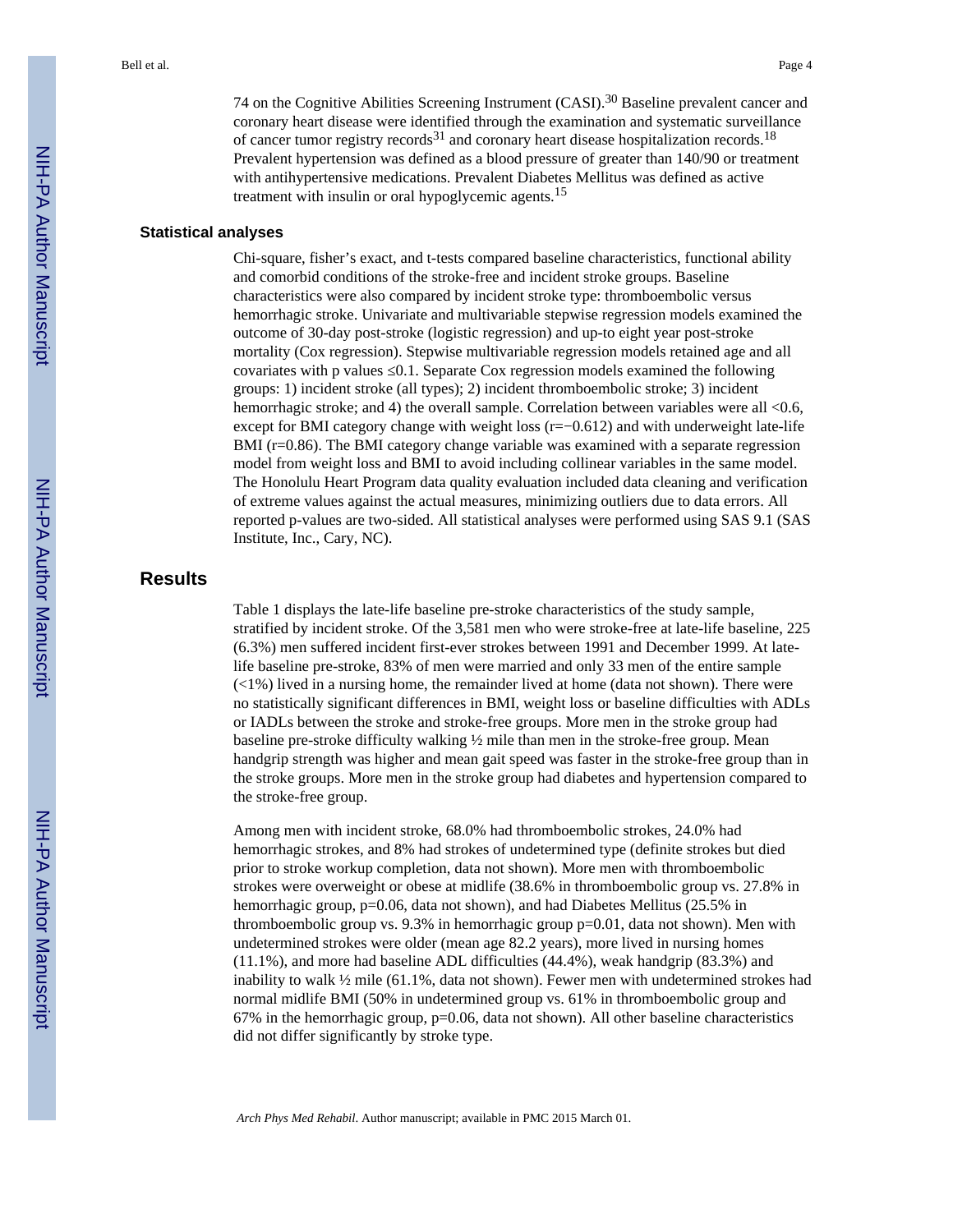74 on the Cognitive Abilities Screening Instrument (CASI).[30] Baseline prevalent cancer and coronary heart disease were identified through the examination and systematic surveillance of cancer tumor registry records[31] and coronary heart disease hospitalization records.[18] Prevalent hypertension was defined as a blood pressure of greater than 140/90 or treatment with antihypertensive medications. Prevalent Diabetes Mellitus was defined as active treatment with insulin or oral hypoglycemic agents.[15]

### Statistical analyses

Chi-square, fisher's exact, and t-tests compared baseline characteristics, functional ability and comorbid conditions of the stroke-free and incident stroke groups. Baseline characteristics were also compared by incident stroke type: thromboembolic versus hemorrhagic stroke. Univariate and multivariable stepwise regression models examined the outcome of 30-day post-stroke (logistic regression) and up-to eight year post-stroke mortality (Cox regression). Stepwise multivariable regression models retained age and all covariates with p values ≤0.1. Separate Cox regression models examined the following groups: 1) incident stroke (all types); 2) incident thromboembolic stroke; 3) incident hemorrhagic stroke; and 4) the overall sample. Correlation between variables were all <0.6, except for BMI category change with weight loss (r=−0.612) and with underweight late-life BMI (r=0.86). The BMI category change variable was examined with a separate regression model from weight loss and BMI to avoid including collinear variables in the same model. The Honolulu Heart Program data quality evaluation included data cleaning and verification of extreme values against the actual measures, minimizing outliers due to data errors. All reported p-values are two-sided. All statistical analyses were performed using SAS 9.1 (SAS Institute, Inc., Cary, NC).

## Results

Table 1 displays the late-life baseline pre-stroke characteristics of the study sample, stratified by incident stroke. Of the 3,581 men who were stroke-free at late-life baseline, 225 (6.3%) men suffered incident first-ever strokes between 1991 and December 1999. At late-life baseline pre-stroke, 83% of men were married and only 33 men of the entire sample (<1%) lived in a nursing home, the remainder lived at home (data not shown). There were no statistically significant differences in BMI, weight loss or baseline difficulties with ADLs or IADLs between the stroke and stroke-free groups. More men in the stroke group had baseline pre-stroke difficulty walking ½ mile than men in the stroke-free group. Mean handgrip strength was higher and mean gait speed was faster in the stroke-free group than in the stroke groups. More men in the stroke group had diabetes and hypertension compared to the stroke-free group.

Among men with incident stroke, 68.0% had thromboembolic strokes, 24.0% had hemorrhagic strokes, and 8% had strokes of undetermined type (definite strokes but died prior to stroke workup completion, data not shown). More men with thromboembolic strokes were overweight or obese at midlife (38.6% in thromboembolic group vs. 27.8% in hemorrhagic group, p=0.06, data not shown), and had Diabetes Mellitus (25.5% in thromboembolic group vs. 9.3% in hemorrhagic group p=0.01, data not shown). Men with undetermined strokes were older (mean age 82.2 years), more lived in nursing homes (11.1%), and more had baseline ADL difficulties (44.4%), weak handgrip (83.3%) and inability to walk ½ mile (61.1%, data not shown). Fewer men with undetermined strokes had normal midlife BMI (50% in undetermined group vs. 61% in thromboembolic group and 67% in the hemorrhagic group, p=0.06, data not shown). All other baseline characteristics did not differ significantly by stroke type.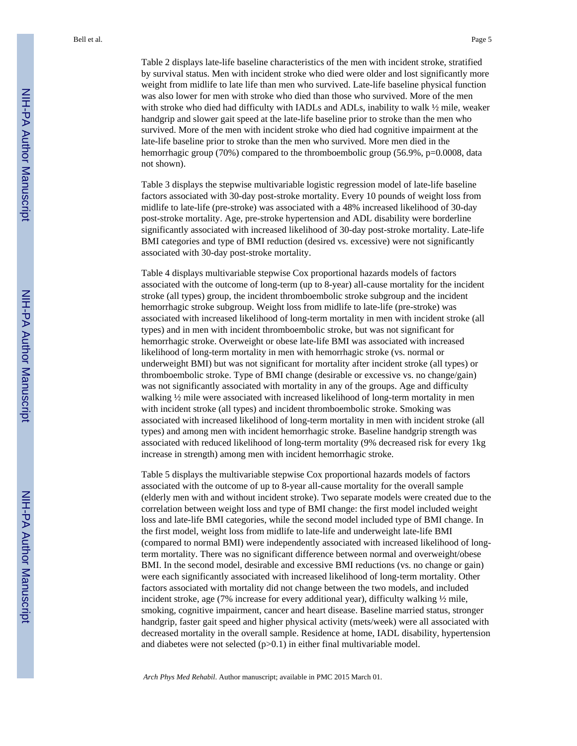Table 2 displays late-life baseline characteristics of the men with incident stroke, stratified by survival status. Men with incident stroke who died were older and lost significantly more weight from midlife to late life than men who survived. Late-life baseline physical function was also lower for men with stroke who died than those who survived. More of the men with stroke who died had difficulty with IADLs and ADLs, inability to walk ½ mile, weaker handgrip and slower gait speed at the late-life baseline prior to stroke than the men who survived. More of the men with incident stroke who died had cognitive impairment at the late-life baseline prior to stroke than the men who survived. More men died in the hemorrhagic group (70%) compared to the thromboembolic group (56.9%, p=0.0008, data not shown).

Table 3 displays the stepwise multivariable logistic regression model of late-life baseline factors associated with 30-day post-stroke mortality. Every 10 pounds of weight loss from midlife to late-life (pre-stroke) was associated with a 48% increased likelihood of 30-day post-stroke mortality. Age, pre-stroke hypertension and ADL disability were borderline significantly associated with increased likelihood of 30-day post-stroke mortality. Late-life BMI categories and type of BMI reduction (desired vs. excessive) were not significantly associated with 30-day post-stroke mortality.

Table 4 displays multivariable stepwise Cox proportional hazards models of factors associated with the outcome of long-term (up to 8-year) all-cause mortality for the incident stroke (all types) group, the incident thromboembolic stroke subgroup and the incident hemorrhagic stroke subgroup. Weight loss from midlife to late-life (pre-stroke) was associated with increased likelihood of long-term mortality in men with incident stroke (all types) and in men with incident thromboembolic stroke, but was not significant for hemorrhagic stroke. Overweight or obese late-life BMI was associated with increased likelihood of long-term mortality in men with hemorrhagic stroke (vs. normal or underweight BMI) but was not significant for mortality after incident stroke (all types) or thromboembolic stroke. Type of BMI change (desirable or excessive vs. no change/gain) was not significantly associated with mortality in any of the groups. Age and difficulty walking ½ mile were associated with increased likelihood of long-term mortality in men with incident stroke (all types) and incident thromboembolic stroke. Smoking was associated with increased likelihood of long-term mortality in men with incident stroke (all types) and among men with incident hemorrhagic stroke. Baseline handgrip strength was associated with reduced likelihood of long-term mortality (9% decreased risk for every 1kg increase in strength) among men with incident hemorrhagic stroke.

Table 5 displays the multivariable stepwise Cox proportional hazards models of factors associated with the outcome of up to 8-year all-cause mortality for the overall sample (elderly men with and without incident stroke). Two separate models were created due to the correlation between weight loss and type of BMI change: the first model included weight loss and late-life BMI categories, while the second model included type of BMI change. In the first model, weight loss from midlife to late-life and underweight late-life BMI (compared to normal BMI) were independently associated with increased likelihood of long-term mortality. There was no significant difference between normal and overweight/obese BMI. In the second model, desirable and excessive BMI reductions (vs. no change or gain) were each significantly associated with increased likelihood of long-term mortality. Other factors associated with mortality did not change between the two models, and included incident stroke, age (7% increase for every additional year), difficulty walking ½ mile, smoking, cognitive impairment, cancer and heart disease. Baseline married status, stronger handgrip, faster gait speed and higher physical activity (mets/week) were all associated with decreased mortality in the overall sample. Residence at home, IADL disability, hypertension and diabetes were not selected ($p>0.1$) in either final multivariable model.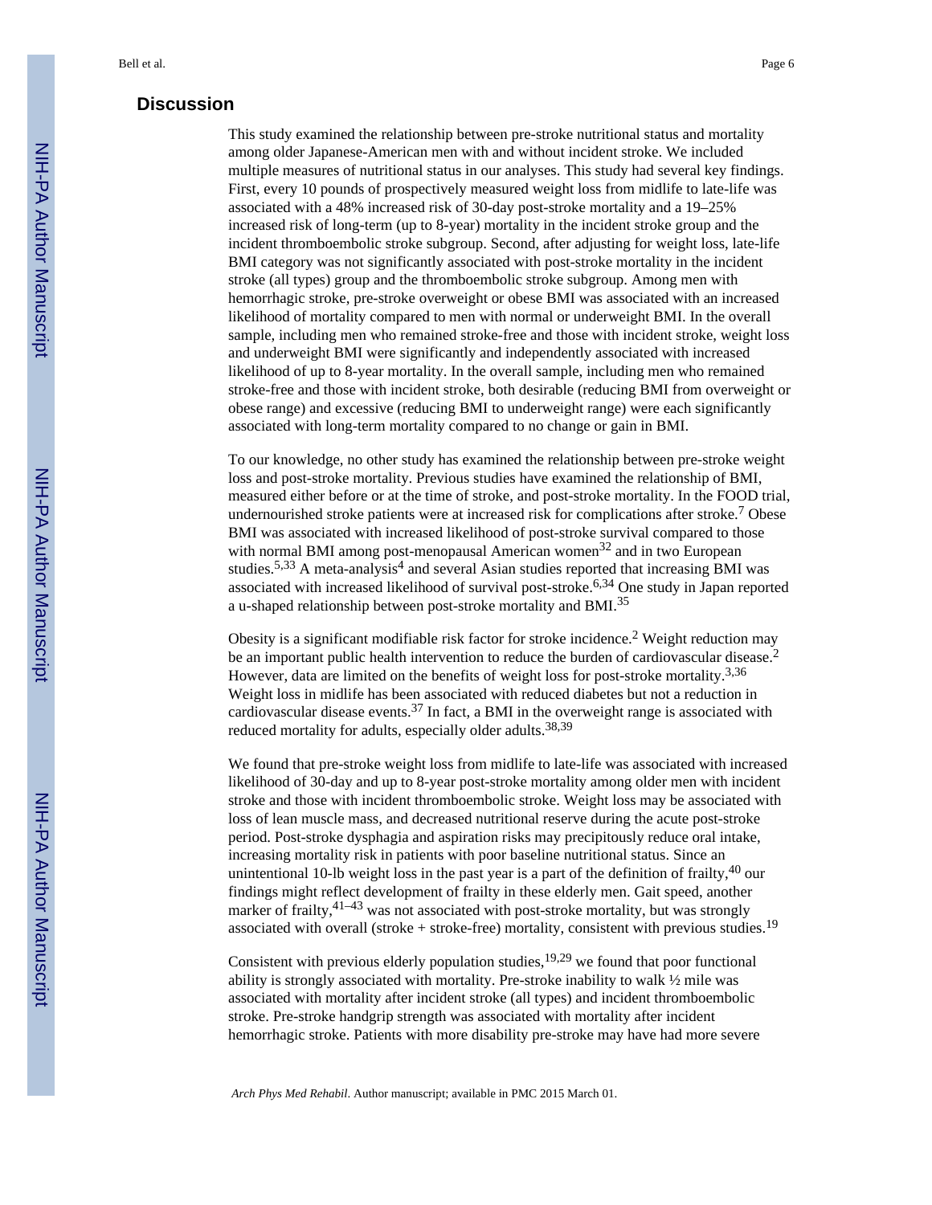## Discussion

This study examined the relationship between pre-stroke nutritional status and mortality among older Japanese-American men with and without incident stroke. We included multiple measures of nutritional status in our analyses. This study had several key findings. First, every 10 pounds of prospectively measured weight loss from midlife to late-life was associated with a 48% increased risk of 30-day post-stroke mortality and a 19–25% increased risk of long-term (up to 8-year) mortality in the incident stroke group and the incident thromboembolic stroke subgroup. Second, after adjusting for weight loss, late-life BMI category was not significantly associated with post-stroke mortality in the incident stroke (all types) group and the thromboembolic stroke subgroup. Among men with hemorrhagic stroke, pre-stroke overweight or obese BMI was associated with an increased likelihood of mortality compared to men with normal or underweight BMI. In the overall sample, including men who remained stroke-free and those with incident stroke, weight loss and underweight BMI were significantly and independently associated with increased likelihood of up to 8-year mortality. In the overall sample, including men who remained stroke-free and those with incident stroke, both desirable (reducing BMI from overweight or obese range) and excessive (reducing BMI to underweight range) were each significantly associated with long-term mortality compared to no change or gain in BMI.

To our knowledge, no other study has examined the relationship between pre-stroke weight loss and post-stroke mortality. Previous studies have examined the relationship of BMI, measured either before or at the time of stroke, and post-stroke mortality. In the FOOD trial, undernourished stroke patients were at increased risk for complications after stroke.[7] Obese BMI was associated with increased likelihood of post-stroke survival compared to those with normal BMI among post-menopausal American women[32] and in two European studies.[5,33] A meta-analysis[4] and several Asian studies reported that increasing BMI was associated with increased likelihood of survival post-stroke.[6,34] One study in Japan reported a u-shaped relationship between post-stroke mortality and BMI.[35]

Obesity is a significant modifiable risk factor for stroke incidence.[2] Weight reduction may be an important public health intervention to reduce the burden of cardiovascular disease.[2] However, data are limited on the benefits of weight loss for post-stroke mortality.[3,36] Weight loss in midlife has been associated with reduced diabetes but not a reduction in cardiovascular disease events.[37] In fact, a BMI in the overweight range is associated with reduced mortality for adults, especially older adults.[38,39]

We found that pre-stroke weight loss from midlife to late-life was associated with increased likelihood of 30-day and up to 8-year post-stroke mortality among older men with incident stroke and those with incident thromboembolic stroke. Weight loss may be associated with loss of lean muscle mass, and decreased nutritional reserve during the acute post-stroke period. Post-stroke dysphagia and aspiration risks may precipitously reduce oral intake, increasing mortality risk in patients with poor baseline nutritional status. Since an unintentional 10-lb weight loss in the past year is a part of the definition of frailty,[40] our findings might reflect development of frailty in these elderly men. Gait speed, another marker of frailty,[41–43] was not associated with post-stroke mortality, but was strongly associated with overall (stroke + stroke-free) mortality, consistent with previous studies.[19]

Consistent with previous elderly population studies,[19,29] we found that poor functional ability is strongly associated with mortality. Pre-stroke inability to walk ½ mile was associated with mortality after incident stroke (all types) and incident thromboembolic stroke. Pre-stroke handgrip strength was associated with mortality after incident hemorrhagic stroke. Patients with more disability pre-stroke may have had more severe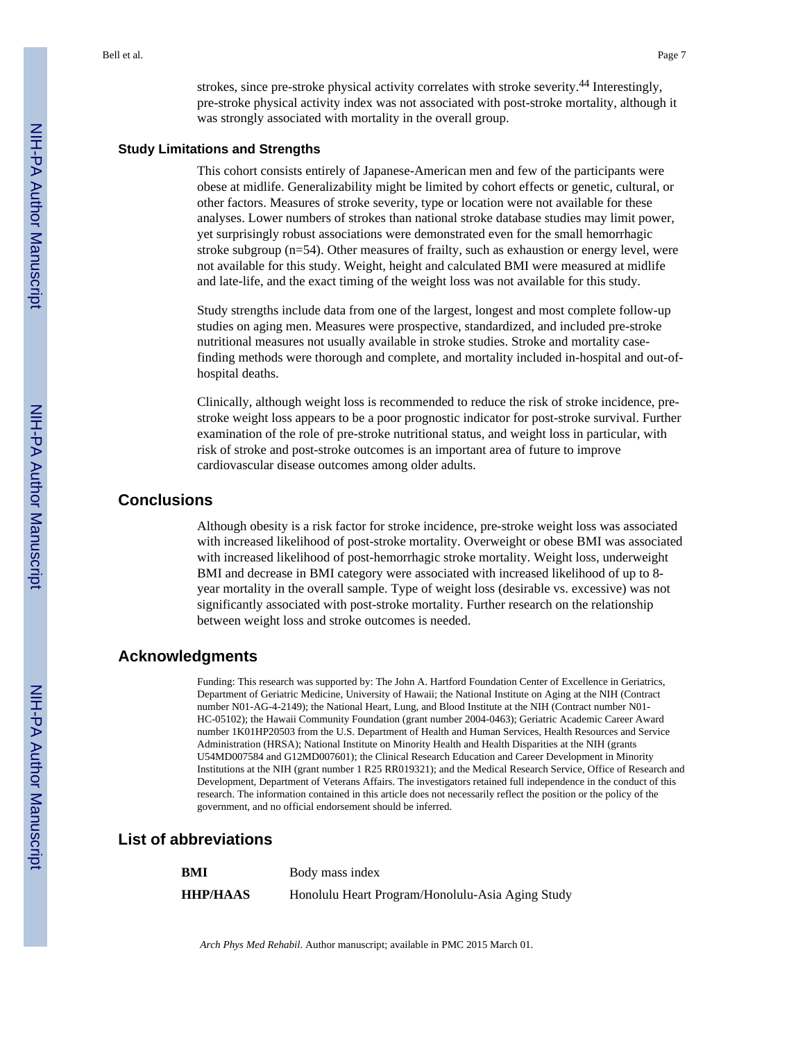strokes, since pre-stroke physical activity correlates with stroke severity.[44] Interestingly, pre-stroke physical activity index was not associated with post-stroke mortality, although it was strongly associated with mortality in the overall group.

### Study Limitations and Strengths

This cohort consists entirely of Japanese-American men and few of the participants were obese at midlife. Generalizability might be limited by cohort effects or genetic, cultural, or other factors. Measures of stroke severity, type or location were not available for these analyses. Lower numbers of strokes than national stroke database studies may limit power, yet surprisingly robust associations were demonstrated even for the small hemorrhagic stroke subgroup (n=54). Other measures of frailty, such as exhaustion or energy level, were not available for this study. Weight, height and calculated BMI were measured at midlife and late-life, and the exact timing of the weight loss was not available for this study.

Study strengths include data from one of the largest, longest and most complete follow-up studies on aging men. Measures were prospective, standardized, and included pre-stroke nutritional measures not usually available in stroke studies. Stroke and mortality case-finding methods were thorough and complete, and mortality included in-hospital and out-of-hospital deaths.

Clinically, although weight loss is recommended to reduce the risk of stroke incidence, pre-stroke weight loss appears to be a poor prognostic indicator for post-stroke survival. Further examination of the role of pre-stroke nutritional status, and weight loss in particular, with risk of stroke and post-stroke outcomes is an important area of future to improve cardiovascular disease outcomes among older adults.

## Conclusions

Although obesity is a risk factor for stroke incidence, pre-stroke weight loss was associated with increased likelihood of post-stroke mortality. Overweight or obese BMI was associated with increased likelihood of post-hemorrhagic stroke mortality. Weight loss, underweight BMI and decrease in BMI category were associated with increased likelihood of up to 8-year mortality in the overall sample. Type of weight loss (desirable vs. excessive) was not significantly associated with post-stroke mortality. Further research on the relationship between weight loss and stroke outcomes is needed.

## Acknowledgments

Funding: This research was supported by: The John A. Hartford Foundation Center of Excellence in Geriatrics, Department of Geriatric Medicine, University of Hawaii; the National Institute on Aging at the NIH (Contract number N01-AG-4-2149); the National Heart, Lung, and Blood Institute at the NIH (Contract number N01-HC-05102); the Hawaii Community Foundation (grant number 2004-0463); Geriatric Academic Career Award number 1K01HP20503 from the U.S. Department of Health and Human Services, Health Resources and Service Administration (HRSA); National Institute on Minority Health and Health Disparities at the NIH (grants U54MD007584 and G12MD007601); the Clinical Research Education and Career Development in Minority Institutions at the NIH (grant number 1 R25 RR019321); and the Medical Research Service, Office of Research and Development, Department of Veterans Affairs. The investigators retained full independence in the conduct of this research. The information contained in this article does not necessarily reflect the position or the policy of the government, and no official endorsement should be inferred.

## List of abbreviations

| | |
|---|---|
| **BMI** | Body mass index |
| **HHP/HAAS** | Honolulu Heart Program/Honolulu-Asia Aging Study |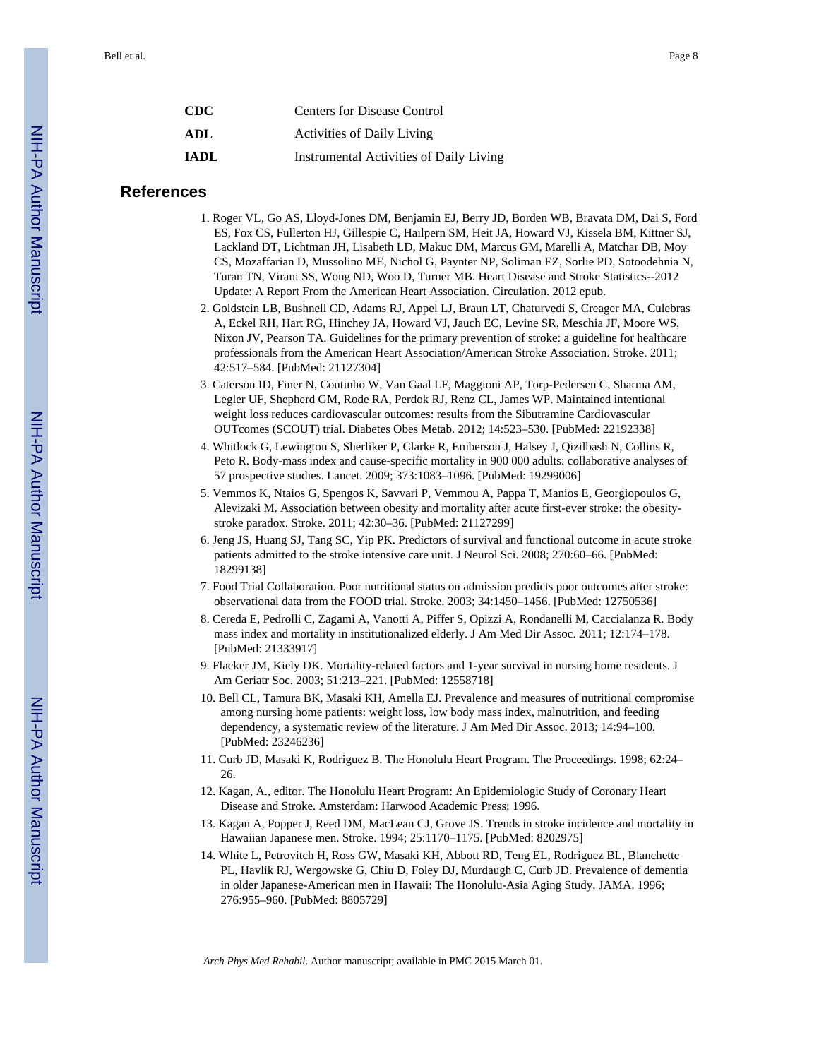| | |
|---|---|
| **CDC** | Centers for Disease Control |
| **ADL** | Activities of Daily Living |
| **IADL** | Instrumental Activities of Daily Living |

## References

1. Roger VL, Go AS, Lloyd-Jones DM, Benjamin EJ, Berry JD, Borden WB, Bravata DM, Dai S, Ford ES, Fox CS, Fullerton HJ, Gillespie C, Hailpern SM, Heit JA, Howard VJ, Kissela BM, Kittner SJ, Lackland DT, Lichtman JH, Lisabeth LD, Makuc DM, Marcus GM, Marelli A, Matchar DB, Moy CS, Mozaffarian D, Mussolino ME, Nichol G, Paynter NP, Soliman EZ, Sorlie PD, Sotoodehnia N, Turan TN, Virani SS, Wong ND, Woo D, Turner MB. Heart Disease and Stroke Statistics--2012 Update: A Report From the American Heart Association. Circulation. 2012 epub.
2. Goldstein LB, Bushnell CD, Adams RJ, Appel LJ, Braun LT, Chaturvedi S, Creager MA, Culebras A, Eckel RH, Hart RG, Hinchey JA, Howard VJ, Jauch EC, Levine SR, Meschia JF, Moore WS, Nixon JV, Pearson TA. Guidelines for the primary prevention of stroke: a guideline for healthcare professionals from the American Heart Association/American Stroke Association. Stroke. 2011; 42:517–584. [PubMed: 21127304]
3. Caterson ID, Finer N, Coutinho W, Van Gaal LF, Maggioni AP, Torp-Pedersen C, Sharma AM, Legler UF, Shepherd GM, Rode RA, Perdok RJ, Renz CL, James WP. Maintained intentional weight loss reduces cardiovascular outcomes: results from the Sibutramine Cardiovascular OUTcomes (SCOUT) trial. Diabetes Obes Metab. 2012; 14:523–530. [PubMed: 22192338]
4. Whitlock G, Lewington S, Sherliker P, Clarke R, Emberson J, Halsey J, Qizilbash N, Collins R, Peto R. Body-mass index and cause-specific mortality in 900 000 adults: collaborative analyses of 57 prospective studies. Lancet. 2009; 373:1083–1096. [PubMed: 19299006]
5. Vemmos K, Ntaios G, Spengos K, Savvari P, Vemmou A, Pappa T, Manios E, Georgiopoulos G, Alevizaki M. Association between obesity and mortality after acute first-ever stroke: the obesity-stroke paradox. Stroke. 2011; 42:30–36. [PubMed: 21127299]
6. Jeng JS, Huang SJ, Tang SC, Yip PK. Predictors of survival and functional outcome in acute stroke patients admitted to the stroke intensive care unit. J Neurol Sci. 2008; 270:60–66. [PubMed: 18299138]
7. Food Trial Collaboration. Poor nutritional status on admission predicts poor outcomes after stroke: observational data from the FOOD trial. Stroke. 2003; 34:1450–1456. [PubMed: 12750536]
8. Cereda E, Pedrolli C, Zagami A, Vanotti A, Piffer S, Opizzi A, Rondanelli M, Caccialanza R. Body mass index and mortality in institutionalized elderly. J Am Med Dir Assoc. 2011; 12:174–178. [PubMed: 21333917]
9. Flacker JM, Kiely DK. Mortality-related factors and 1-year survival in nursing home residents. J Am Geriatr Soc. 2003; 51:213–221. [PubMed: 12558718]
10. Bell CL, Tamura BK, Masaki KH, Amella EJ. Prevalence and measures of nutritional compromise among nursing home patients: weight loss, low body mass index, malnutrition, and feeding dependency, a systematic review of the literature. J Am Med Dir Assoc. 2013; 14:94–100. [PubMed: 23246236]
11. Curb JD, Masaki K, Rodriguez B. The Honolulu Heart Program. The Proceedings. 1998; 62:24–26.
12. Kagan, A., editor. The Honolulu Heart Program: An Epidemiologic Study of Coronary Heart Disease and Stroke. Amsterdam: Harwood Academic Press; 1996.
13. Kagan A, Popper J, Reed DM, MacLean CJ, Grove JS. Trends in stroke incidence and mortality in Hawaiian Japanese men. Stroke. 1994; 25:1170–1175. [PubMed: 8202975]
14. White L, Petrovitch H, Ross GW, Masaki KH, Abbott RD, Teng EL, Rodriguez BL, Blanchette PL, Havlik RJ, Wergowske G, Chiu D, Foley DJ, Murdaugh C, Curb JD. Prevalence of dementia in older Japanese-American men in Hawaii: The Honolulu-Asia Aging Study. JAMA. 1996; 276:955–960. [PubMed: 8805729]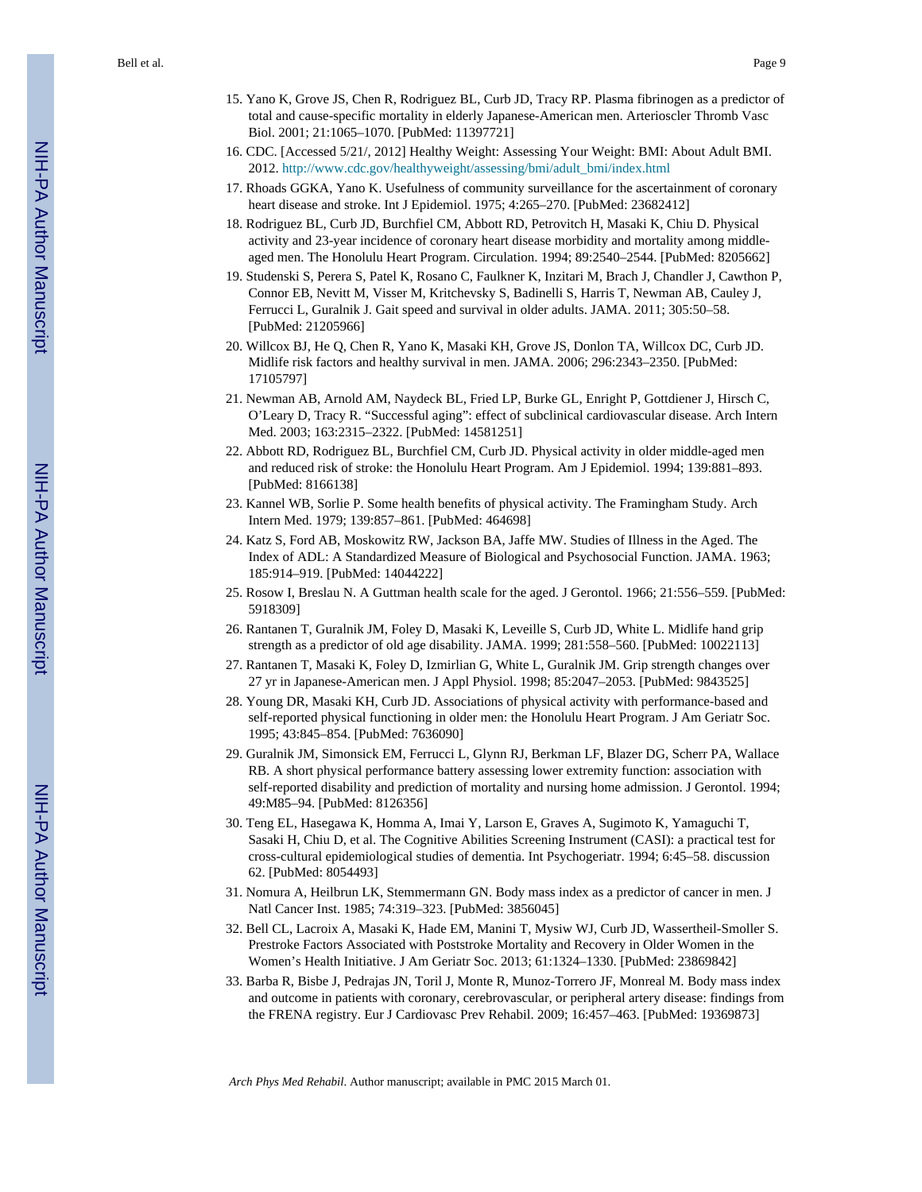15. Yano K, Grove JS, Chen R, Rodriguez BL, Curb JD, Tracy RP. Plasma fibrinogen as a predictor of total and cause-specific mortality in elderly Japanese-American men. Arterioscler Thromb Vasc Biol. 2001; 21:1065–1070. [PubMed: 11397721]
16. CDC. [Accessed 5/21/, 2012] Healthy Weight: Assessing Your Weight: BMI: About Adult BMI. 2012. http://www.cdc.gov/healthyweight/assessing/bmi/adult_bmi/index.html
17. Rhoads GGKA, Yano K. Usefulness of community surveillance for the ascertainment of coronary heart disease and stroke. Int J Epidemiol. 1975; 4:265–270. [PubMed: 23682412]
18. Rodriguez BL, Curb JD, Burchfiel CM, Abbott RD, Petrovitch H, Masaki K, Chiu D. Physical activity and 23-year incidence of coronary heart disease morbidity and mortality among middle-aged men. The Honolulu Heart Program. Circulation. 1994; 89:2540–2544. [PubMed: 8205662]
19. Studenski S, Perera S, Patel K, Rosano C, Faulkner K, Inzitari M, Brach J, Chandler J, Cawthon P, Connor EB, Nevitt M, Visser M, Kritchevsky S, Badinelli S, Harris T, Newman AB, Cauley J, Ferrucci L, Guralnik J. Gait speed and survival in older adults. JAMA. 2011; 305:50–58. [PubMed: 21205966]
20. Willcox BJ, He Q, Chen R, Yano K, Masaki KH, Grove JS, Donlon TA, Willcox DC, Curb JD. Midlife risk factors and healthy survival in men. JAMA. 2006; 296:2343–2350. [PubMed: 17105797]
21. Newman AB, Arnold AM, Naydeck BL, Fried LP, Burke GL, Enright P, Gottdiener J, Hirsch C, O'Leary D, Tracy R. "Successful aging": effect of subclinical cardiovascular disease. Arch Intern Med. 2003; 163:2315–2322. [PubMed: 14581251]
22. Abbott RD, Rodriguez BL, Burchfiel CM, Curb JD. Physical activity in older middle-aged men and reduced risk of stroke: the Honolulu Heart Program. Am J Epidemiol. 1994; 139:881–893. [PubMed: 8166138]
23. Kannel WB, Sorlie P. Some health benefits of physical activity. The Framingham Study. Arch Intern Med. 1979; 139:857–861. [PubMed: 464698]
24. Katz S, Ford AB, Moskowitz RW, Jackson BA, Jaffe MW. Studies of Illness in the Aged. The Index of ADL: A Standardized Measure of Biological and Psychosocial Function. JAMA. 1963; 185:914–919. [PubMed: 14044222]
25. Rosow I, Breslau N. A Guttman health scale for the aged. J Gerontol. 1966; 21:556–559. [PubMed: 5918309]
26. Rantanen T, Guralnik JM, Foley D, Masaki K, Leveille S, Curb JD, White L. Midlife hand grip strength as a predictor of old age disability. JAMA. 1999; 281:558–560. [PubMed: 10022113]
27. Rantanen T, Masaki K, Foley D, Izmirlian G, White L, Guralnik JM. Grip strength changes over 27 yr in Japanese-American men. J Appl Physiol. 1998; 85:2047–2053. [PubMed: 9843525]
28. Young DR, Masaki KH, Curb JD. Associations of physical activity with performance-based and self-reported physical functioning in older men: the Honolulu Heart Program. J Am Geriatr Soc. 1995; 43:845–854. [PubMed: 7636090]
29. Guralnik JM, Simonsick EM, Ferrucci L, Glynn RJ, Berkman LF, Blazer DG, Scherr PA, Wallace RB. A short physical performance battery assessing lower extremity function: association with self-reported disability and prediction of mortality and nursing home admission. J Gerontol. 1994; 49:M85–94. [PubMed: 8126356]
30. Teng EL, Hasegawa K, Homma A, Imai Y, Larson E, Graves A, Sugimoto K, Yamaguchi T, Sasaki H, Chiu D, et al. The Cognitive Abilities Screening Instrument (CASI): a practical test for cross-cultural epidemiological studies of dementia. Int Psychogeriatr. 1994; 6:45–58. discussion 62. [PubMed: 8054493]
31. Nomura A, Heilbrun LK, Stemmermann GN. Body mass index as a predictor of cancer in men. J Natl Cancer Inst. 1985; 74:319–323. [PubMed: 3856045]
32. Bell CL, Lacroix A, Masaki K, Hade EM, Manini T, Mysiw WJ, Curb JD, Wassertheil-Smoller S. Prestroke Factors Associated with Poststroke Mortality and Recovery in Older Women in the Women's Health Initiative. J Am Geriatr Soc. 2013; 61:1324–1330. [PubMed: 23869842]
33. Barba R, Bisbe J, Pedrajas JN, Toril J, Monte R, Munoz-Torrero JF, Monreal M. Body mass index and outcome in patients with coronary, cerebrovascular, or peripheral artery disease: findings from the FRENA registry. Eur J Cardiovasc Prev Rehabil. 2009; 16:457–463. [PubMed: 19369873]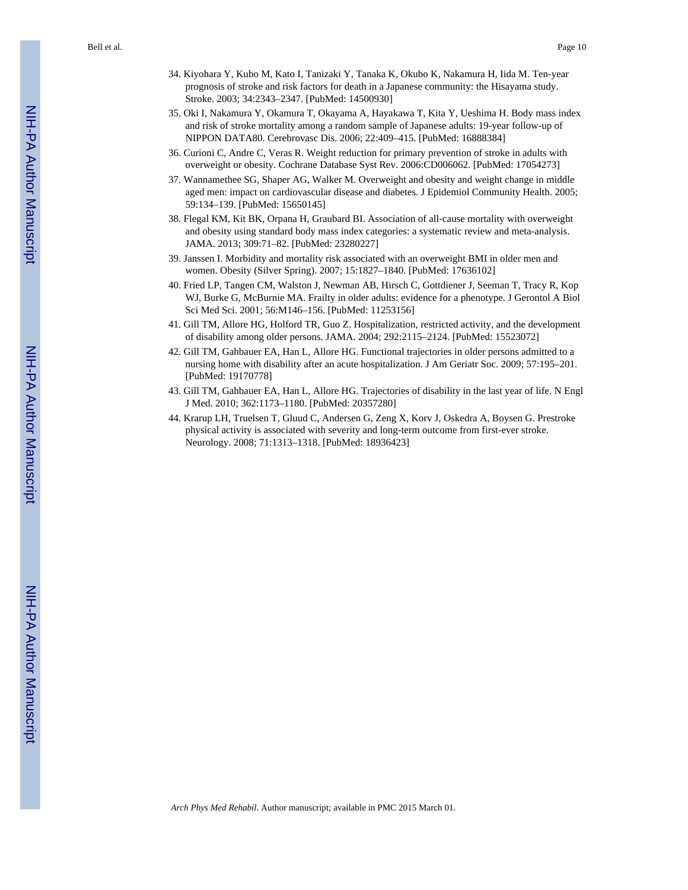34. Kiyohara Y, Kubo M, Kato I, Tanizaki Y, Tanaka K, Okubo K, Nakamura H, Iida M. Ten-year prognosis of stroke and risk factors for death in a Japanese community: the Hisayama study. Stroke. 2003; 34:2343–2347. [PubMed: 14500930]
35. Oki I, Nakamura Y, Okamura T, Okayama A, Hayakawa T, Kita Y, Ueshima H. Body mass index and risk of stroke mortality among a random sample of Japanese adults: 19-year follow-up of NIPPON DATA80. Cerebrovasc Dis. 2006; 22:409–415. [PubMed: 16888384]
36. Curioni C, Andre C, Veras R. Weight reduction for primary prevention of stroke in adults with overweight or obesity. Cochrane Database Syst Rev. 2006:CD006062. [PubMed: 17054273]
37. Wannamethee SG, Shaper AG, Walker M. Overweight and obesity and weight change in middle aged men: impact on cardiovascular disease and diabetes. J Epidemiol Community Health. 2005; 59:134–139. [PubMed: 15650145]
38. Flegal KM, Kit BK, Orpana H, Graubard BI. Association of all-cause mortality with overweight and obesity using standard body mass index categories: a systematic review and meta-analysis. JAMA. 2013; 309:71–82. [PubMed: 23280227]
39. Janssen I. Morbidity and mortality risk associated with an overweight BMI in older men and women. Obesity (Silver Spring). 2007; 15:1827–1840. [PubMed: 17636102]
40. Fried LP, Tangen CM, Walston J, Newman AB, Hirsch C, Gottdiener J, Seeman T, Tracy R, Kop WJ, Burke G, McBurnie MA. Frailty in older adults: evidence for a phenotype. J Gerontol A Biol Sci Med Sci. 2001; 56:M146–156. [PubMed: 11253156]
41. Gill TM, Allore HG, Holford TR, Guo Z. Hospitalization, restricted activity, and the development of disability among older persons. JAMA. 2004; 292:2115–2124. [PubMed: 15523072]
42. Gill TM, Gahbauer EA, Han L, Allore HG. Functional trajectories in older persons admitted to a nursing home with disability after an acute hospitalization. J Am Geriatr Soc. 2009; 57:195–201. [PubMed: 19170778]
43. Gill TM, Gahbauer EA, Han L, Allore HG. Trajectories of disability in the last year of life. N Engl J Med. 2010; 362:1173–1180. [PubMed: 20357280]
44. Krarup LH, Truelsen T, Gluud C, Andersen G, Zeng X, Korv J, Oskedra A, Boysen G. Prestroke physical activity is associated with severity and long-term outcome from first-ever stroke. Neurology. 2008; 71:1313–1318. [PubMed: 18936423]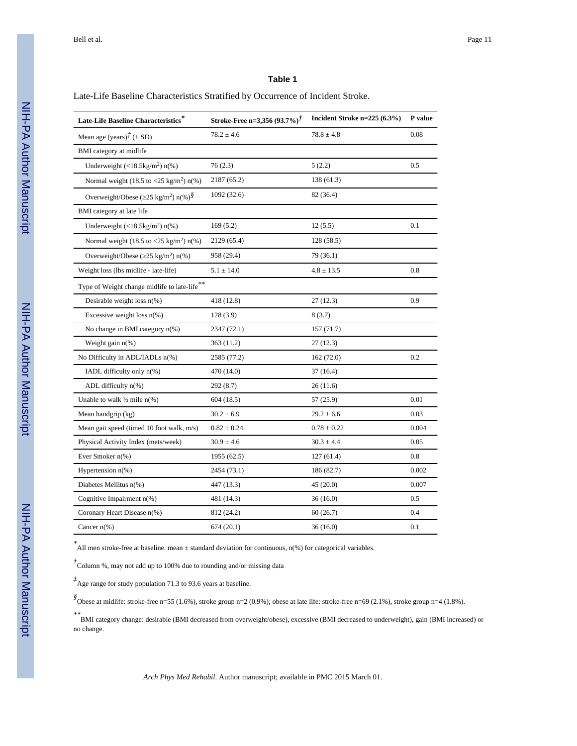**Table 1**

Late-Life Baseline Characteristics Stratified by Occurrence of Incident Stroke.

| Late-Life Baseline Characteristics* | Stroke-Free n=3,356 (93.7%)† | Incident Stroke n=225 (6.3%) | P value |
|---|---|---|---|
| Mean age (years)‡ (± SD) | 78.2 ± 4.6 | 78.8 ± 4.8 | 0.08 |
| BMI category at midlife | | | |
| Underweight (<18.5kg/m$^2$) n(%) | 76 (2.3) | 5 (2.2) | 0.5 |
| Normal weight (18.5 to <25 kg/m$^2$) n(%) | 2187 (65.2) | 138 (61.3) | |
| Overweight/Obese (≥25 kg/m$^2$) n(%)§ | 1092 (32.6) | 82 (36.4) | |
| BMI category at late life | | | |
| Underweight (<18.5kg/m$^2$) n(%) | 169 (5.2) | 12 (5.5) | 0.1 |
| Normal weight (18.5 to <25 kg/m$^2$) n(%) | 2129 (65.4) | 128 (58.5) | |
| Overweight/Obese (≥25 kg/m$^2$) n(%) | 958 (29.4) | 79 (36.1) | |
| Weight loss (lbs midlife - late-life) | 5.1 ± 14.0 | 4.8 ± 13.5 | 0.8 |
| Type of Weight change midlife to late-life** | | | |
| Desirable weight loss n(%) | 418 (12.8) | 27 (12.3) | 0.9 |
| Excessive weight loss n(%) | 128 (3.9) | 8 (3.7) | |
| No change in BMI category n(%) | 2347 (72.1) | 157 (71.7) | |
| Weight gain n(%) | 363 (11.2) | 27 (12.3) | |
| No Difficulty in ADL/IADLs n(%) | 2585 (77.2) | 162 (72.0) | 0.2 |
| IADL difficulty only n(%) | 470 (14.0) | 37 (16.4) | |
| ADL difficulty n(%) | 292 (8.7) | 26 (11.6) | |
| Unable to walk ½ mile n(%) | 604 (18.5) | 57 (25.9) | 0.01 |
| Mean handgrip (kg) | 30.2 ± 6.9 | 29.2 ± 6.6 | 0.03 |
| Mean gait speed (timed 10 foot walk, m/s) | 0.82 ± 0.24 | 0.78 ± 0.22 | 0.004 |
| Physical Activity Index (mets/week) | 30.9 ± 4.6 | 30.3 ± 4.4 | 0.05 |
| Ever Smoker n(%) | 1955 (62.5) | 127 (61.4) | 0.8 |
| Hypertension n(%) | 2454 (73.1) | 186 (82.7) | 0.002 |
| Diabetes Mellitus n(%) | 447 (13.3) | 45 (20.0) | 0.007 |
| Cognitive Impairment n(%) | 481 (14.3) | 36 (16.0) | 0.5 |
| Coronary Heart Disease n(%) | 812 (24.2) | 60 (26.7) | 0.4 |
| Cancer n(%) | 674 (20.1) | 36 (16.0) | 0.1 |

*All men stroke-free at baseline. mean ± standard deviation for continuous, n(%) for categorical variables.

†Column %, may not add up to 100% due to rounding and/or missing data

‡Age range for study population 71.3 to 93.6 years at baseline.

§Obese at midlife: stroke-free n=55 (1.6%), stroke group n=2 (0.9%); obese at late life: stroke-free n=69 (2.1%), stroke group n=4 (1.8%).

**BMI category change: desirable (BMI decreased from overweight/obese), excessive (BMI decreased to underweight), gain (BMI increased) or no change.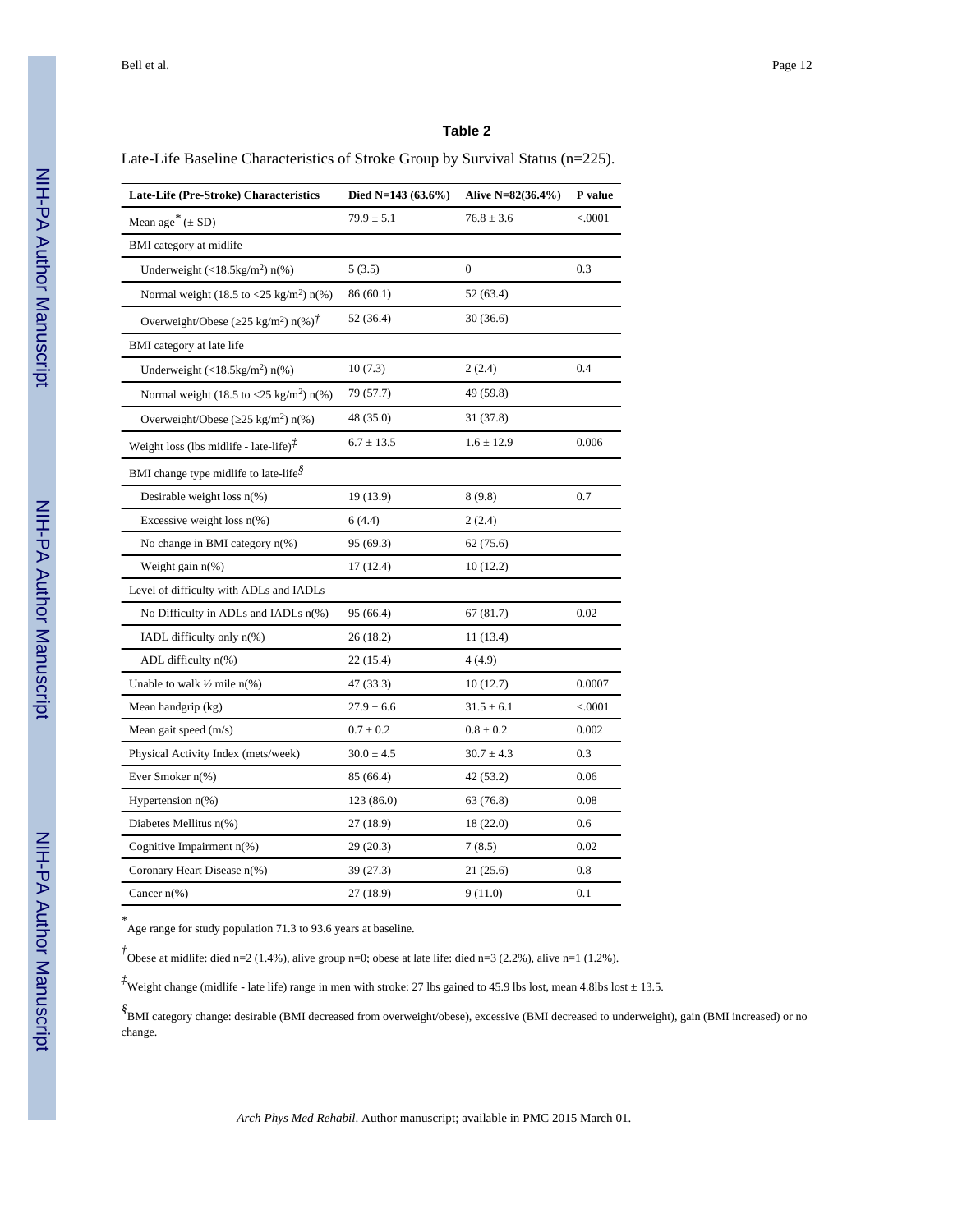### Table 2

Late-Life Baseline Characteristics of Stroke Group by Survival Status (n=225).

| Late-Life (Pre-Stroke) Characteristics | Died N=143 (63.6%) | Alive N=82(36.4%) | P value |
|---|---|---|---|
| Mean age* (± SD) | 79.9 ± 5.1 | 76.8 ± 3.6 | <.0001 |
| BMI category at midlife | | | |
| Underweight (<18.5kg/m$^2$) n(%) | 5 (3.5) | 0 | 0.3 |
| Normal weight (18.5 to <25 kg/m$^2$) n(%) | 86 (60.1) | 52 (63.4) | |
| Overweight/Obese (≥25 kg/m$^2$) n(%)† | 52 (36.4) | 30 (36.6) | |
| BMI category at late life | | | |
| Underweight (<18.5kg/m$^2$) n(%) | 10 (7.3) | 2 (2.4) | 0.4 |
| Normal weight (18.5 to <25 kg/m$^2$) n(%) | 79 (57.7) | 49 (59.8) | |
| Overweight/Obese (≥25 kg/m$^2$) n(%) | 48 (35.0) | 31 (37.8) | |
| Weight loss (lbs midlife - late-life)‡ | 6.7 ± 13.5 | 1.6 ± 12.9 | 0.006 |
| BMI change type midlife to late-life§ | | | |
| Desirable weight loss n(%) | 19 (13.9) | 8 (9.8) | 0.7 |
| Excessive weight loss n(%) | 6 (4.4) | 2 (2.4) | |
| No change in BMI category n(%) | 95 (69.3) | 62 (75.6) | |
| Weight gain n(%) | 17 (12.4) | 10 (12.2) | |
| Level of difficulty with ADLs and IADLs | | | |
| No Difficulty in ADLs and IADLs n(%) | 95 (66.4) | 67 (81.7) | 0.02 |
| IADL difficulty only n(%) | 26 (18.2) | 11 (13.4) | |
| ADL difficulty n(%) | 22 (15.4) | 4 (4.9) | |
| Unable to walk ½ mile n(%) | 47 (33.3) | 10 (12.7) | 0.0007 |
| Mean handgrip (kg) | 27.9 ± 6.6 | 31.5 ± 6.1 | <.0001 |
| Mean gait speed (m/s) | 0.7 ± 0.2 | 0.8 ± 0.2 | 0.002 |
| Physical Activity Index (mets/week) | 30.0 ± 4.5 | 30.7 ± 4.3 | 0.3 |
| Ever Smoker n(%) | 85 (66.4) | 42 (53.2) | 0.06 |
| Hypertension n(%) | 123 (86.0) | 63 (76.8) | 0.08 |
| Diabetes Mellitus n(%) | 27 (18.9) | 18 (22.0) | 0.6 |
| Cognitive Impairment n(%) | 29 (20.3) | 7 (8.5) | 0.02 |
| Coronary Heart Disease n(%) | 39 (27.3) | 21 (25.6) | 0.8 |
| Cancer n(%) | 27 (18.9) | 9 (11.0) | 0.1 |

\* Age range for study population 71.3 to 93.6 years at baseline.

† Obese at midlife: died n=2 (1.4%), alive group n=0; obese at late life: died n=3 (2.2%), alive n=1 (1.2%).

‡ Weight change (midlife - late life) range in men with stroke: 27 lbs gained to 45.9 lbs lost, mean 4.8lbs lost ± 13.5.

§ BMI category change: desirable (BMI decreased from overweight/obese), excessive (BMI decreased to underweight), gain (BMI increased) or no change.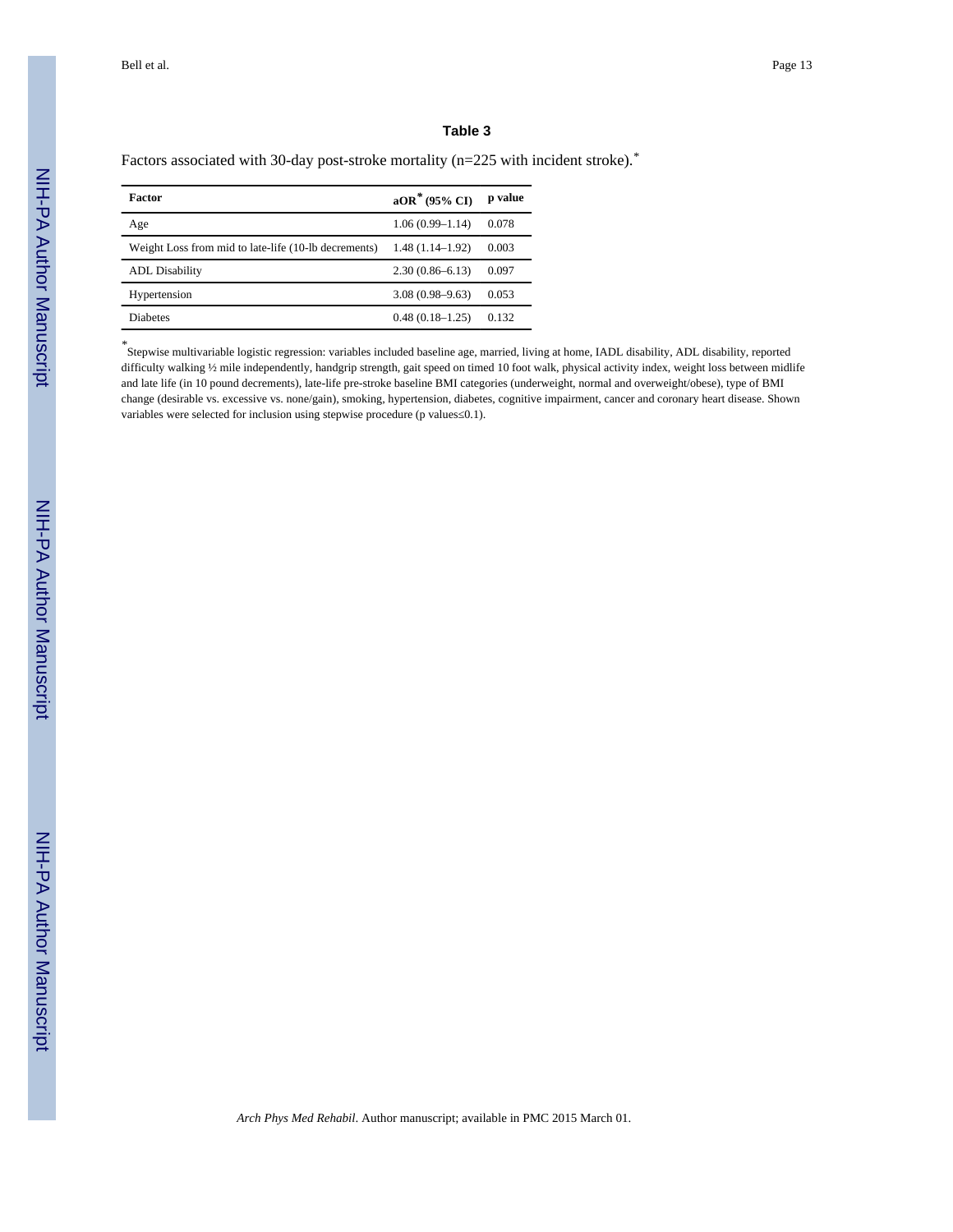## Table 3

Factors associated with 30-day post-stroke mortality (n=225 with incident stroke).*

| Factor | aOR* (95% CI) | p value |
|---|---|---|
| Age | 1.06 (0.99–1.14) | 0.078 |
| Weight Loss from mid to late-life (10-lb decrements) | 1.48 (1.14–1.92) | 0.003 |
| ADL Disability | 2.30 (0.86–6.13) | 0.097 |
| Hypertension | 3.08 (0.98–9.63) | 0.053 |
| Diabetes | 0.48 (0.18–1.25) | 0.132 |

*Stepwise multivariable logistic regression: variables included baseline age, married, living at home, IADL disability, ADL disability, reported difficulty walking ½ mile independently, handgrip strength, gait speed on timed 10 foot walk, physical activity index, weight loss between midlife and late life (in 10 pound decrements), late-life pre-stroke baseline BMI categories (underweight, normal and overweight/obese), type of BMI change (desirable vs. excessive vs. none/gain), smoking, hypertension, diabetes, cognitive impairment, cancer and coronary heart disease. Shown variables were selected for inclusion using stepwise procedure (p values≤0.1).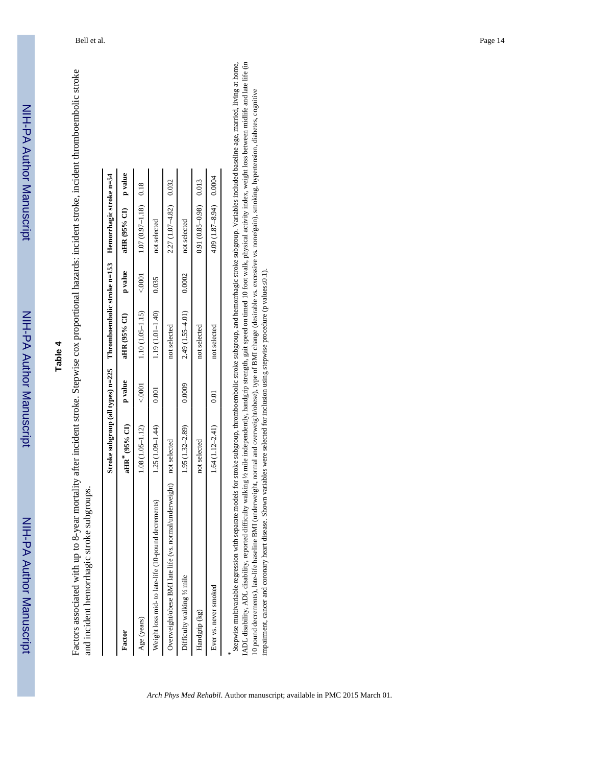## Table 4

Factors associated with up to 8-year mortality after incident stroke. Stepwise cox proportional hazards: incident stroke, incident thromboembolic stroke and incident hemorrhagic stroke subgroups.

| | Stroke subgroup (all types) n=225 | | Thromboembolic stroke n=153 | | Hemorrhagic stroke n=54 | |
|---|---|---|---|---|---|---|
| **Factor** | **aHR* (95% CI)** | **p value** | **aHR (95% CI)** | **p value** | **aHR (95% CI)** | **p value** |
| Age (years) | 1.08 (1.05–1.12) | <.0001 | 1.10 (1.05–1.15) | <.0001 | 1.07 (0.97–1.18) | 0.18 |
| Weight loss mid- to late-life (10-pound decrements) | 1.25 (1.09–1.44) | 0.001 | 1.19 (1.01–1.40) | 0.035 | not selected | |
| Overweight/obese BMI late life (vs. normal/underweight) | not selected | | not selected | | 2.27 (1.07–4.82) | 0.032 |
| Difficulty walking ½ mile | 1.95 (1.32–2.89) | 0.0009 | 2.49 (1.55–4.01) | 0.0002 | not selected | |
| Handgrip (kg) | not selected | | not selected | | 0.91 (0.85–0.98) | 0.013 |
| Ever vs. never smoked | 1.64 (1.12–2.41) | 0.01 | not selected | | 4.09 (1.87–8.94) | 0.0004 |

*Stepwise multivariable regression with separate models for stroke subgroup, thromboembolic stroke subgroup, and hemorrhagic stroke subgroup. Variables included baseline age, married, living at home, IADL disability, ADL disability, reported difficulty walking ½ mile independently, handgrip strength, gait speed on timed 10 foot walk, physical activity index, weight loss between midlife and late life (in 10 pound decrements), late-life baseline BMI (underweight, normal and overweight/obese), type of BMI change (desirable vs. excessive vs. none/gain), smoking, hypertension, diabetes, cognitive impairment, cancer and coronary heart disease. Shown variables were selected for inclusion using stepwise procedure (p values≤0.1).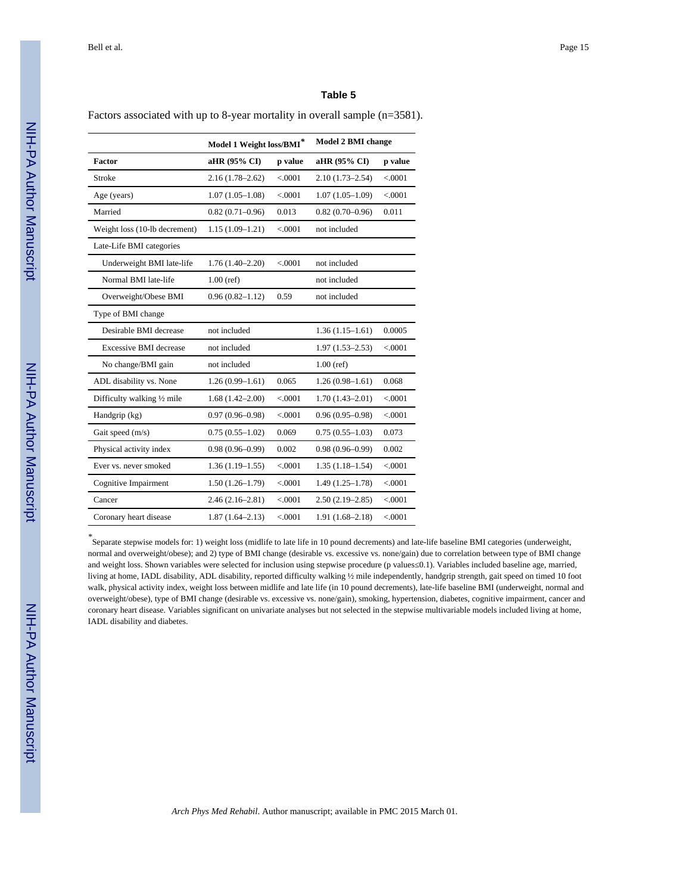### Table 5

Factors associated with up to 8-year mortality in overall sample (n=3581).

| | Model 1 Weight loss/BMI* | | Model 2 BMI change | |
|---|---|---|---|---|
| **Factor** | **aHR (95% CI)** | **p value** | **aHR (95% CI)** | **p value** |
| Stroke | 2.16 (1.78–2.62) | <.0001 | 2.10 (1.73–2.54) | <.0001 |
| Age (years) | 1.07 (1.05–1.08) | <.0001 | 1.07 (1.05–1.09) | <.0001 |
| Married | 0.82 (0.71–0.96) | 0.013 | 0.82 (0.70–0.96) | 0.011 |
| Weight loss (10-lb decrement) | 1.15 (1.09–1.21) | <.0001 | not included | |
| Late-Life BMI categories | | | | |
| Underweight BMI late-life | 1.76 (1.40–2.20) | <.0001 | not included | |
| Normal BMI late-life | 1.00 (ref) | | not included | |
| Overweight/Obese BMI | 0.96 (0.82–1.12) | 0.59 | not included | |
| Type of BMI change | | | | |
| Desirable BMI decrease | not included | | 1.36 (1.15–1.61) | 0.0005 |
| Excessive BMI decrease | not included | | 1.97 (1.53–2.53) | <.0001 |
| No change/BMI gain | not included | | 1.00 (ref) | |
| ADL disability vs. None | 1.26 (0.99–1.61) | 0.065 | 1.26 (0.98–1.61) | 0.068 |
| Difficulty walking ½ mile | 1.68 (1.42–2.00) | <.0001 | 1.70 (1.43–2.01) | <.0001 |
| Handgrip (kg) | 0.97 (0.96–0.98) | <.0001 | 0.96 (0.95–0.98) | <.0001 |
| Gait speed (m/s) | 0.75 (0.55–1.02) | 0.069 | 0.75 (0.55–1.03) | 0.073 |
| Physical activity index | 0.98 (0.96–0.99) | 0.002 | 0.98 (0.96–0.99) | 0.002 |
| Ever vs. never smoked | 1.36 (1.19–1.55) | <.0001 | 1.35 (1.18–1.54) | <.0001 |
| Cognitive Impairment | 1.50 (1.26–1.79) | <.0001 | 1.49 (1.25–1.78) | <.0001 |
| Cancer | 2.46 (2.16–2.81) | <.0001 | 2.50 (2.19–2.85) | <.0001 |
| Coronary heart disease | 1.87 (1.64–2.13) | <.0001 | 1.91 (1.68–2.18) | <.0001 |

*Separate stepwise models for: 1) weight loss (midlife to late life in 10 pound decrements) and late-life baseline BMI categories (underweight, normal and overweight/obese); and 2) type of BMI change (desirable vs. excessive vs. none/gain) due to correlation between type of BMI change and weight loss. Shown variables were selected for inclusion using stepwise procedure (p values≤0.1). Variables included baseline age, married, living at home, IADL disability, ADL disability, reported difficulty walking ½ mile independently, handgrip strength, gait speed on timed 10 foot walk, physical activity index, weight loss between midlife and late life (in 10 pound decrements), late-life baseline BMI (underweight, normal and overweight/obese), type of BMI change (desirable vs. excessive vs. none/gain), smoking, hypertension, diabetes, cognitive impairment, cancer and coronary heart disease. Variables significant on univariate analyses but not selected in the stepwise multivariable models included living at home, IADL disability and diabetes.